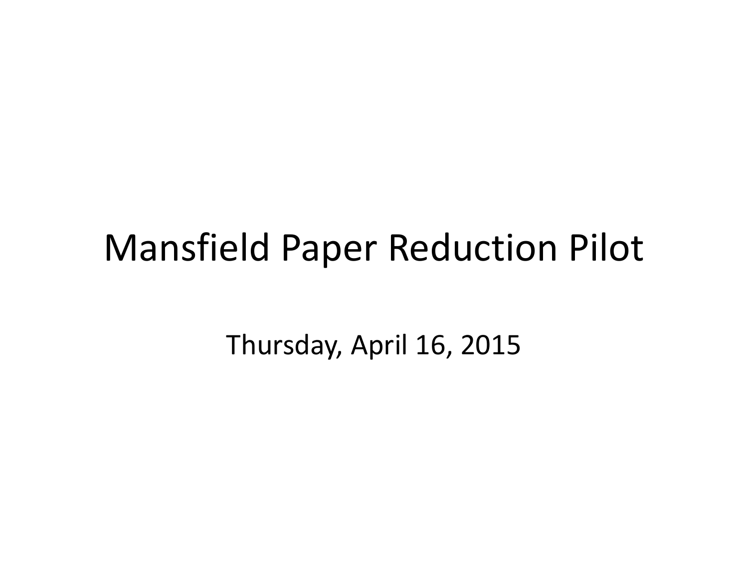# Mansfield Paper Reduction Pilot

Thursday, April 16, 2015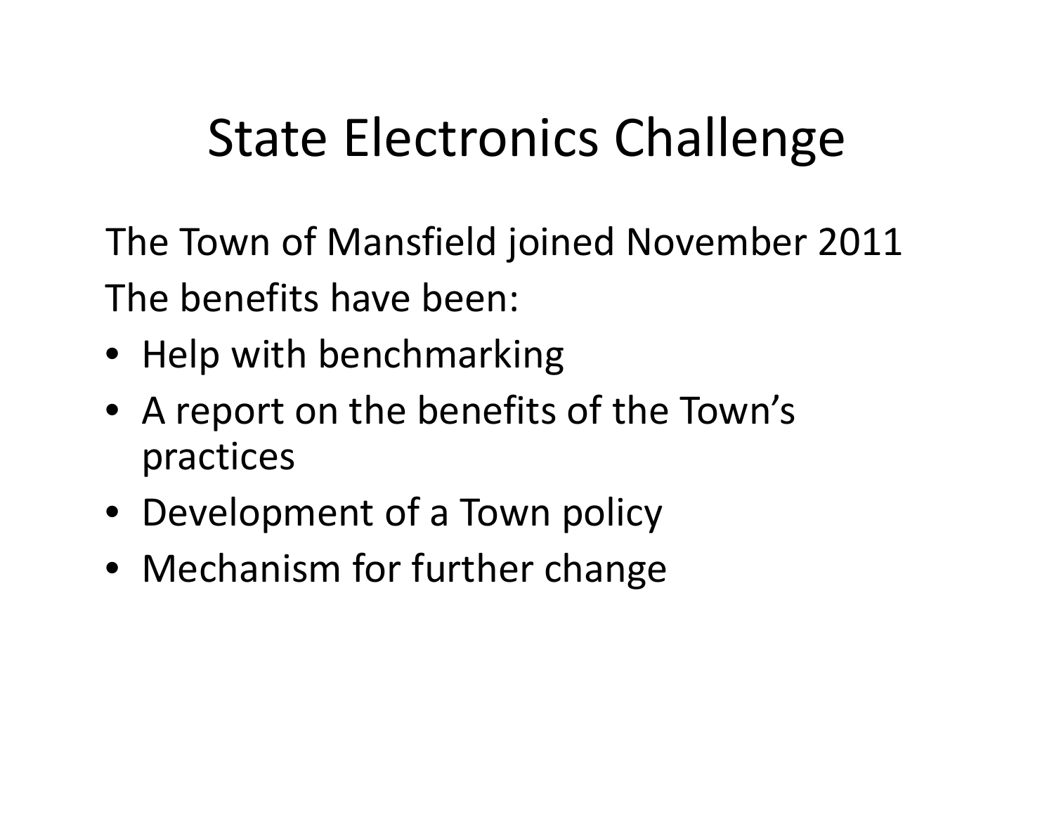# State Electronics Challenge

The Town of Mansfield joined November 2011

The benefits have been:

- Help with benchmarking
- A report on the benefits of the Town's practices
- Development of a Town policy
- Mechanism for further change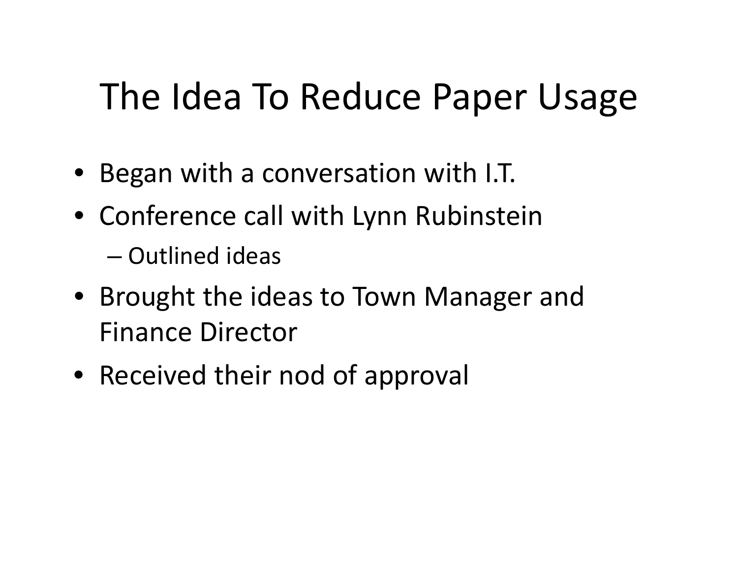# The Idea To Reduce Paper Usage

- Began with a conversation with I.T.
- Conference call with Lynn Rubinstein
  - Outlined ideas
- Brought the ideas to Town Manager and Finance Director
- Received their nod of approval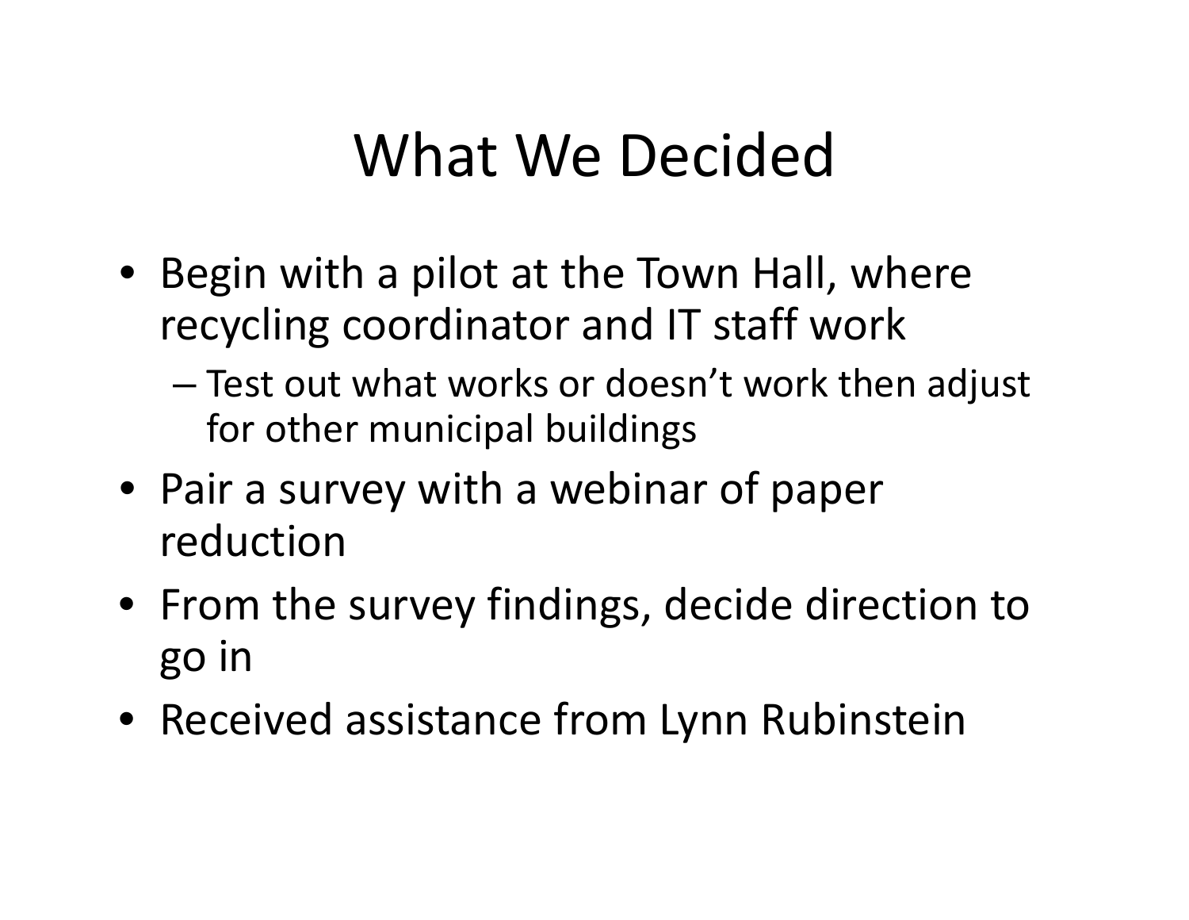# What We Decided

- Begin with a pilot at the Town Hall, where recycling coordinator and IT staff work
  - Test out what works or doesn't work then adjust for other municipal buildings
- Pair a survey with a webinar of paper reduction
- From the survey findings, decide direction to go in
- Received assistance from Lynn Rubinstein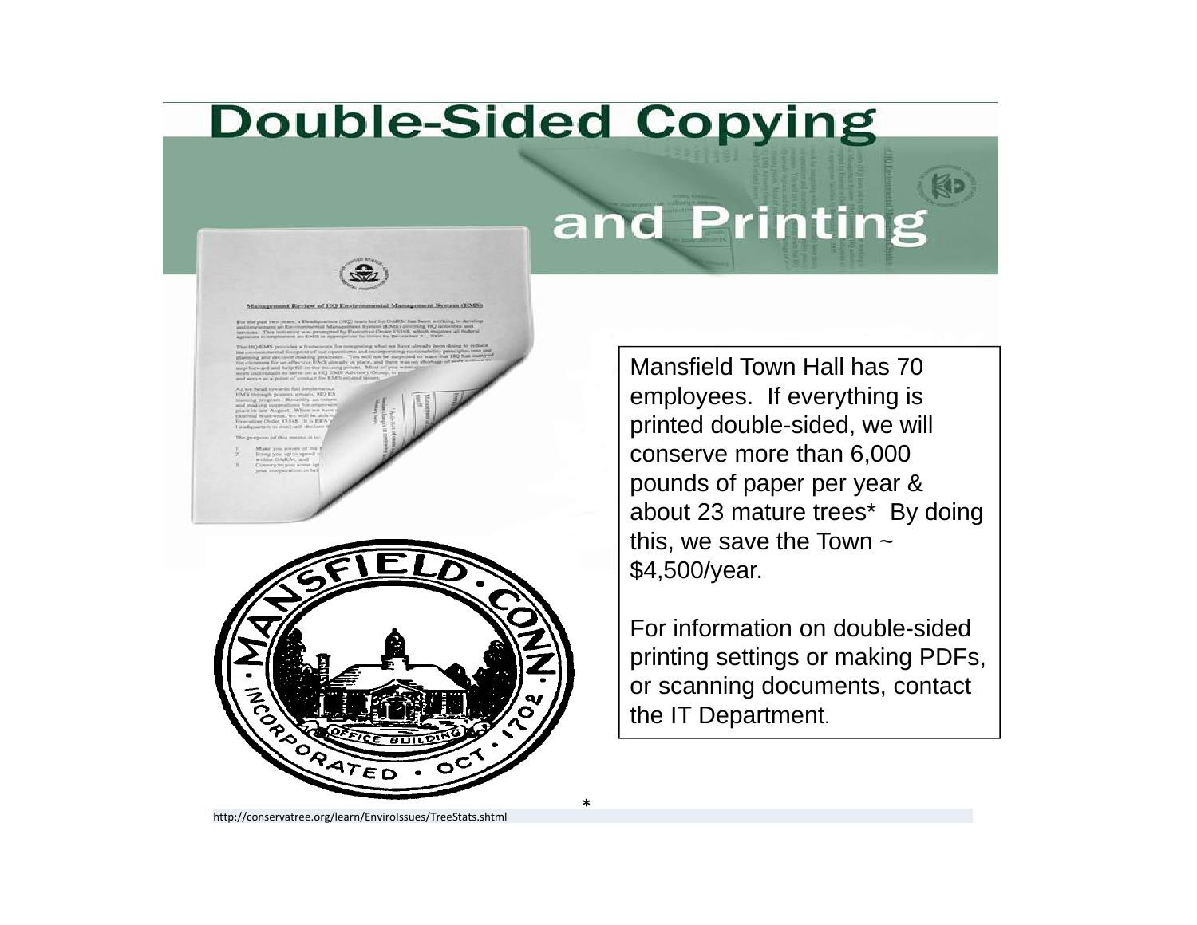# Double-Sided Copying and Printing

Mansfield Town Hall has 70 employees. If everything is printed double-sided, we will conserve more than 6,000 pounds of paper per year & about 23 mature trees* By doing this, we save the Town ~ $4,500/year.

For information on double-sided printing settings or making PDFs, or scanning documents, contact the IT Department.

* http://conservatree.org/learn/EnviroIssues/TreeStats.shtml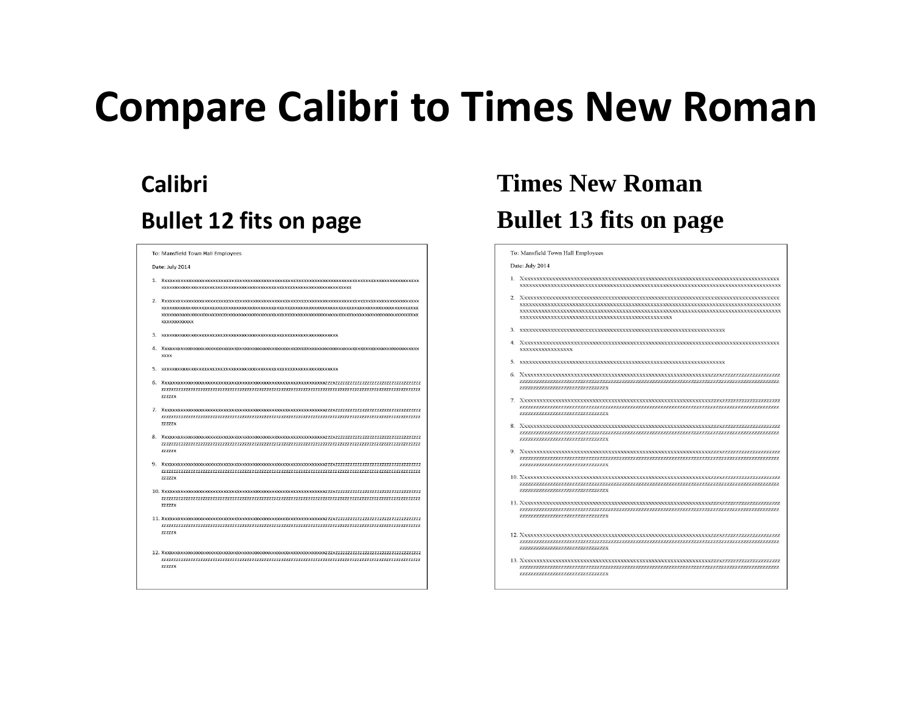# Compare Calibri to Times New Roman

**Calibri**

**Bullet 12 fits on page**

To: Mansfield Town Hall Employees

Date: July 2014

1. Xxxxxxxxxxxxxxxxxxxxxxxxxxxxxxxxxxxxxxxxxxxxxxxxxxxxxxxxxxxxxxxxxxxxxxxxxxxxxxxxxxxxxxxxxxxxxxxxxxxxxxxxxxxxxxxxxxxxxxxxxxxxxxxxxxxxxxxxxxxxxxxxxxxxxxxxxx
2. Xxxxxxxxxxxxxxxxxxxxxxxxxxxxxxxxxxxxxxxxxxxxxxxxxxxxxxxxxxxxxxxxxxxxxxxxxxxxxxxxxxxxxxxxxxxxxxxxxxxxxxxxxxxxxxxxxxxxxxxxxxxxxxxxxxxxxxxxxxxxxxxxxxxxxxxxxxxxxxxxxxxxxxxxxxxxxxxxxxxxxxxxxxxxxxxxxxxxxxxxxxxxxxxxxxxxxxxxxxxxxxxxxxxxxxxxxxxxxxxxxxxxxxxxxxxxxxxxxxxxxxxxxxxxxxxxxxxxx
3. xxxxxxxxxxxxxxxxxxxxxxxxxxxxxxxxxxxxxxxxxxxxxxxxxxxxxxxxxxxxxxxxxxx
4. Xxxxxxxxxxxxxxxxxxxxxxxxxxxxxxxxxxxxxxxxxxxxxxxxxxxxxxxxxxxxxxxxxxxxxxxxxxxxxxxxxxxxxxxxxxxxxxxx
5. xxxxxxxxxxxxxxxxxxxxxxxxxxxxxxxxxxxxxxxxxxxxxxxxxxxxxxxxxxxxxxxxxxx
6. Xxxxxxxxxxxxxxxxxxxxxxxxxxxxxxxxxxxxxxxxxxxxxxxxxxxxxxxxxxxxxxxzzzzzzzzzzzzzzzzzzzzzzzzzzzzzzzzzzzzzzzzzzzzzzzzzzzzzzzzzzzzzzzzzzzzzzzzzzzzzzzzzzzzzzzzzzzzzzzzzzzzzzzzzzzzzzzzzzzzzzzzzzzzzzzzzzzzzzzzzx
7. Xxxxxxxxxxxxxxxxxxxxxxxxxxxxxxxxxxxxxxxxxxxxxxxxxxxxxxxxxxxxxxxzzzzzzzzzzzzzzzzzzzzzzzzzzzzzzzzzzzzzzzzzzzzzzzzzzzzzzzzzzzzzzzzzzzzzzzzzzzzzzzzzzzzzzzzzzzzzzzzzzzzzzzzzzzzzzzzzzzzzzzzzzzzzzzzzzzzzzzzzzzx
8. Xxxxxxxxxxxxxxxxxxxxxxxxxxxxxxxxxxxxxxxxxxxxxxxxxxxxxxxxxxxxxxxzzzzzzzzzzzzzzzzzzzzzzzzzzzzzzzzzzzzzzzzzzzzzzzzzzzzzzzzzzzzzzzzzzzzzzzzzzzzzzzzzzzzzzzzzzzzzzzzzzzzzzzzzzzzzzzzzzzzzzzzzzzzzzzzzzzzzzzzzzzx
9. Xxxxxxxxxxxxxxxxxxxxxxxxxxxxxxxxxxxxxxxxxxxxxxxxxxxxxxxxxxxxxxxzzzzzzzzzzzzzzzzzzzzzzzzzzzzzzzzzzzzzzzzzzzzzzzzzzzzzzzzzzzzzzzzzzzzzzzzzzzzzzzzzzzzzzzzzzzzzzzzzzzzzzzzzzzzzzzzzzzzzzzzzzzzzzzzzzzzzzzzzzzzx
10. Xxxxxxxxxxxxxxxxxxxxxxxxxxxxxxxxxxxxxxxxxxxxxxxxxxxxxxxxxxxxxxxzzzzzzzzzzzzzzzzzzzzzzzzzzzzzzzzzzzzzzzzzzzzzzzzzzzzzzzzzzzzzzzzzzzzzzzzzzzzzzzzzzzzzzzzzzzzzzzzzzzzzzzzzzzzzzzzzzzzzzzzzzzzzzzzzzzzzzzzzzzzx
11. Xxxxxxxxxxxxxxxxxxxxxxxxxxxxxxxxxxxxxxxxxxxxxxxxxxxxxxxxxxxxxxxzzzzzzzzzzzzzzzzzzzzzzzzzzzzzzzzzzzzzzzzzzzzzzzzzzzzzzzzzzzzzzzzzzzzzzzzzzzzzzzzzzzzzzzzzzzzzzzzzzzzzzzzzzzzzzzzzzzzzzzzzzzzzzzzzzzzzzzzzzzzx
12. Xxxxxxxxxxxxxxxxxxxxxxxxxxxxxxxxxxxxxxxxxxxxxxxxxxxxxxxxxxxxxxxzzzzzzzzzzzzzzzzzzzzzzzzzzzzzzzzzzzzzzzzzzzzzzzzzzzzzzzzzzzzzzzzzzzzzzzzzzzzzzzzzzzzzzzzzzzzzzzzzzzzzzzzzzzzzzzzzzzzzzzzzzzzzzzzzzzzzzzzzzzzx

**Times New Roman**

**Bullet 13 fits on page**

To: Mansfield Town Hall Employees

Date: July 2014

1. Xxxxxxxxxxxxxxxxxxxxxxxxxxxxxxxxxxxxxxxxxxxxxxxxxxxxxxxxxxxxxxxxxxxxxxxxxxxxxxxxxxxxxxxxxxxxxxxxxxxxxxxxxxxxxxxxxxxxxxxxxxxxxxxxxxxxxxxxxxxxxxxxxxxxxxxxxxx
2. Xxxxxxxxxxxxxxxxxxxxxxxxxxxxxxxxxxxxxxxxxxxxxxxxxxxxxxxxxxxxxxxxxxxxxxxxxxxxxxxxxxxxxxxxxxxxxxxxxxxxxxxxxxxxxxxxxxxxxxxxxxxxxxxxxxxxxxxxxxxxxxxxxxxxxxxxxxxxxxxxxxxxxxxxxxxxxxxxxxxxxxxxxxxxxxxxxxxxxxxxxxxxxxxxxxxxxxxxxxxxxxxxxxxxxxxxxxxxxxxxxxxxxxxxxxxxxxxxxxxxxxxxxxxxxxxxxxxxx
3. xxxxxxxxxxxxxxxxxxxxxxxxxxxxxxxxxxxxxxxxxxxxxxxxxxxxxxxxxxxxxxxxxxx
4. Xxxxxxxxxxxxxxxxxxxxxxxxxxxxxxxxxxxxxxxxxxxxxxxxxxxxxxxxxxxxxxxxxxxxxxxxxxxxxxxxxxxxxxxxxxxxxxxx
5. xxxxxxxxxxxxxxxxxxxxxxxxxxxxxxxxxxxxxxxxxxxxxxxxxxxxxxxxxxxxxxxxxxx
6. Xxxxxxxxxxxxxxxxxxxxxxxxxxxxxxxxxxxxxxxxxxxxxxxxxxxxxxxxxxxxxxxzzzzzzzzzzzzzzzzzzzzzzzzzzzzzzzzzzzzzzzzzzzzzzzzzzzzzzzzzzzzzzzzzzzzzzzzzzzzzzzzzzzzzzzzzzzzzzzzzzzzzzzzzzzzzzzzzzzzzzzzzzzzzzzzzzzzzzzzzzzzx
7. Xxxxxxxxxxxxxxxxxxxxxxxxxxxxxxxxxxxxxxxxxxxxxxxxxxxxxxxxxxxxxxxzzzzzzzzzzzzzzzzzzzzzzzzzzzzzzzzzzzzzzzzzzzzzzzzzzzzzzzzzzzzzzzzzzzzzzzzzzzzzzzzzzzzzzzzzzzzzzzzzzzzzzzzzzzzzzzzzzzzzzzzzzzzzzzzzzzzzzzzzzzzx
8. Xxxxxxxxxxxxxxxxxxxxxxxxxxxxxxxxxxxxxxxxxxxxxxxxxxxxxxxxxxxxxxxzzzzzzzzzzzzzzzzzzzzzzzzzzzzzzzzzzzzzzzzzzzzzzzzzzzzzzzzzzzzzzzzzzzzzzzzzzzzzzzzzzzzzzzzzzzzzzzzzzzzzzzzzzzzzzzzzzzzzzzzzzzzzzzzzzzzzzzzzzzzx
9. Xxxxxxxxxxxxxxxxxxxxxxxxxxxxxxxxxxxxxxxxxxxxxxxxxxxxxxxxxxxxxxxzzzzzzzzzzzzzzzzzzzzzzzzzzzzzzzzzzzzzzzzzzzzzzzzzzzzzzzzzzzzzzzzzzzzzzzzzzzzzzzzzzzzzzzzzzzzzzzzzzzzzzzzzzzzzzzzzzzzzzzzzzzzzzzzzzzzzzzzzzzzx
10. Xxxxxxxxxxxxxxxxxxxxxxxxxxxxxxxxxxxxxxxxxxxxxxxxxxxxxxxxxxxxxxxzzzzzzzzzzzzzzzzzzzzzzzzzzzzzzzzzzzzzzzzzzzzzzzzzzzzzzzzzzzzzzzzzzzzzzzzzzzzzzzzzzzzzzzzzzzzzzzzzzzzzzzzzzzzzzzzzzzzzzzzzzzzzzzzzzzzzzzzzzzzx
11. Xxxxxxxxxxxxxxxxxxxxxxxxxxxxxxxxxxxxxxxxxxxxxxxxxxxxxxxxxxxxxxxzzzzzzzzzzzzzzzzzzzzzzzzzzzzzzzzzzzzzzzzzzzzzzzzzzzzzzzzzzzzzzzzzzzzzzzzzzzzzzzzzzzzzzzzzzzzzzzzzzzzzzzzzzzzzzzzzzzzzzzzzzzzzzzzzzzzzzzzzzzzx
12. Xxxxxxxxxxxxxxxxxxxxxxxxxxxxxxxxxxxxxxxxxxxxxxxxxxxxxxxxxxxxxxxzzzzzzzzzzzzzzzzzzzzzzzzzzzzzzzzzzzzzzzzzzzzzzzzzzzzzzzzzzzzzzzzzzzzzzzzzzzzzzzzzzzzzzzzzzzzzzzzzzzzzzzzzzzzzzzzzzzzzzzzzzzzzzzzzzzzzzzzzzzzx
13. Xxxxxxxxxxxxxxxxxxxxxxxxxxxxxxxxxxxxxxxxxxxxxxxxxxxxxxxxxxxxxxxzzzzzzzzzzzzzzzzzzzzzzzzzzzzzzzzzzzzzzzzzzzzzzzzzzzzzzzzzzzzzzzzzzzzzzzzzzzzzzzzzzzzzzzzzzzzzzzzzzzzzzzzzzzzzzzzzzzzzzzzzzzzzzzzzzzzzzzzzzzzx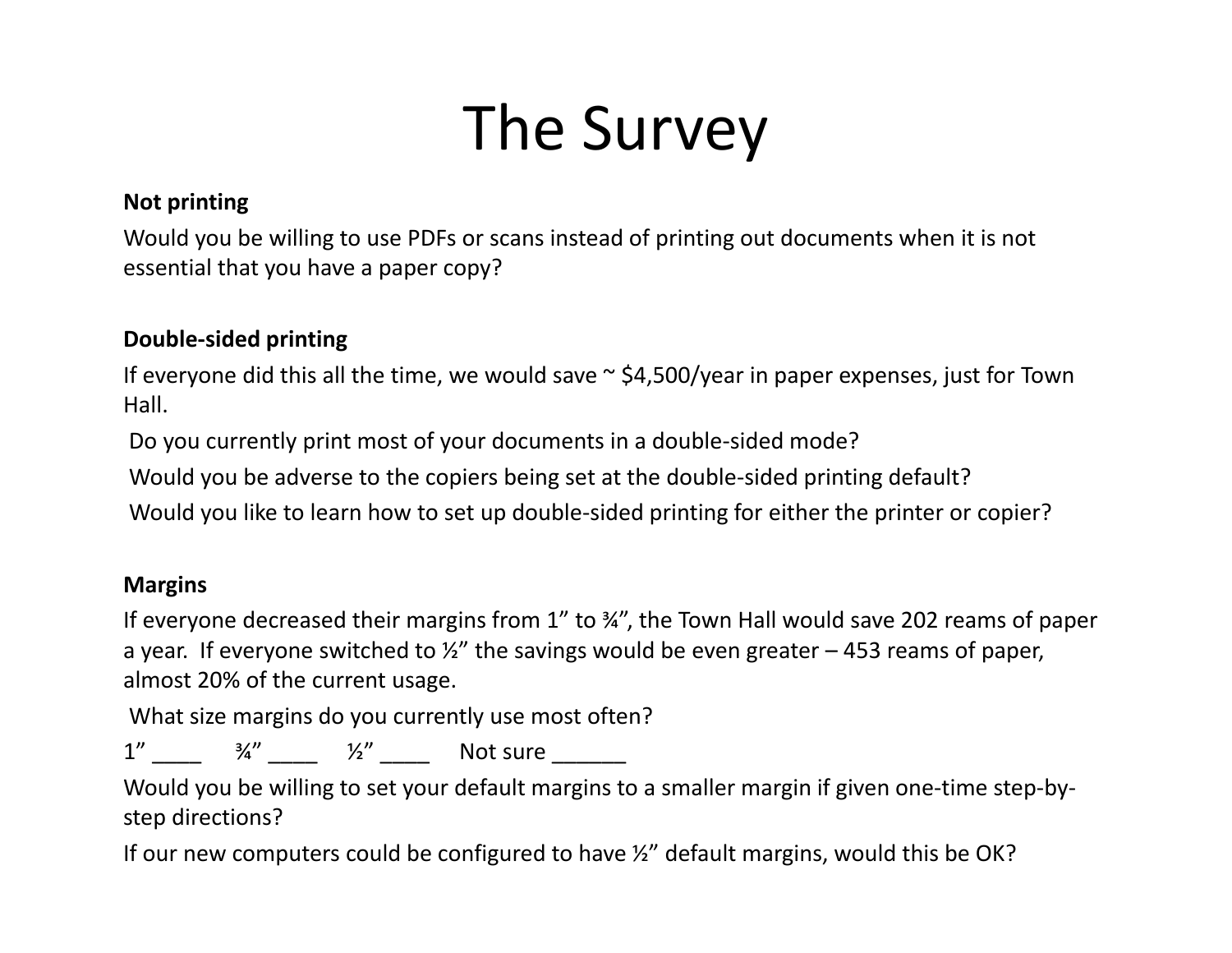# The Survey

**Not printing**

Would you be willing to use PDFs or scans instead of printing out documents when it is not essential that you have a paper copy?

**Double-sided printing**

If everyone did this all the time, we would save ~ $4,500/year in paper expenses, just for Town Hall.

Do you currently print most of your documents in a double-sided mode?

Would you be adverse to the copiers being set at the double-sided printing default?

Would you like to learn how to set up double-sided printing for either the printer or copier?

**Margins**

If everyone decreased their margins from 1" to ¾", the Town Hall would save 202 reams of paper a year. If everyone switched to ½" the savings would be even greater – 453 reams of paper, almost 20% of the current usage.

What size margins do you currently use most often?

1" ____ ¾" ____ ½" ____ Not sure ______

Would you be willing to set your default margins to a smaller margin if given one-time step-by-step directions?

If our new computers could be configured to have ½" default margins, would this be OK?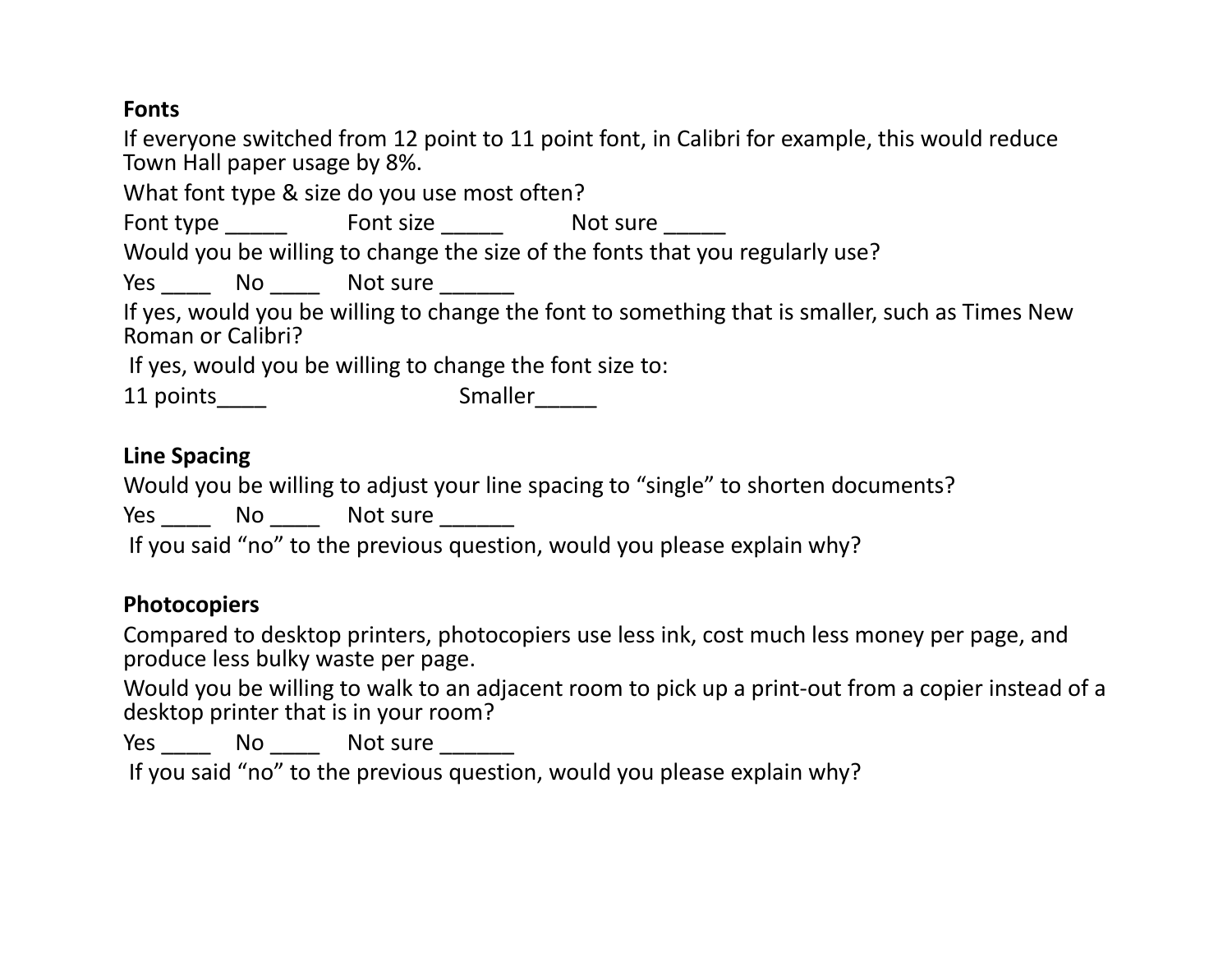**Fonts**

If everyone switched from 12 point to 11 point font, in Calibri for example, this would reduce Town Hall paper usage by 8%.

What font type & size do you use most often?

Font type _____ Font size _____ Not sure _____

Would you be willing to change the size of the fonts that you regularly use?

Yes ____ No ____ Not sure ______

If yes, would you be willing to change the font to something that is smaller, such as Times New Roman or Calibri?

If yes, would you be willing to change the font size to:

11 points____ Smaller_____

**Line Spacing**

Would you be willing to adjust your line spacing to "single" to shorten documents?

Yes ____ No ____ Not sure ______

If you said "no" to the previous question, would you please explain why?

**Photocopiers**

Compared to desktop printers, photocopiers use less ink, cost much less money per page, and produce less bulky waste per page.

Would you be willing to walk to an adjacent room to pick up a print-out from a copier instead of a desktop printer that is in your room?

Yes ____ No ____ Not sure ______

If you said "no" to the previous question, would you please explain why?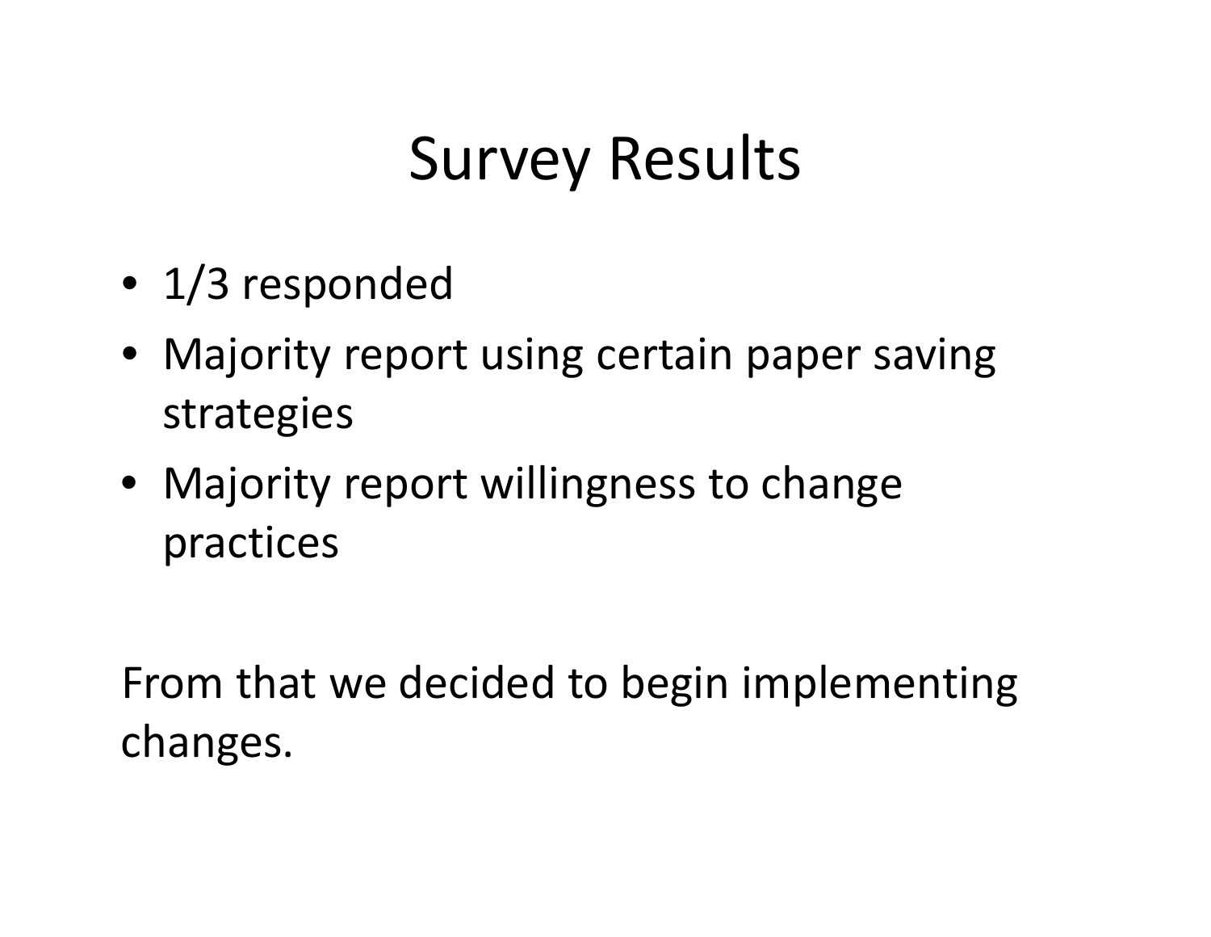# Survey Results

- 1/3 responded
- Majority report using certain paper saving strategies
- Majority report willingness to change practices

From that we decided to begin implementing changes.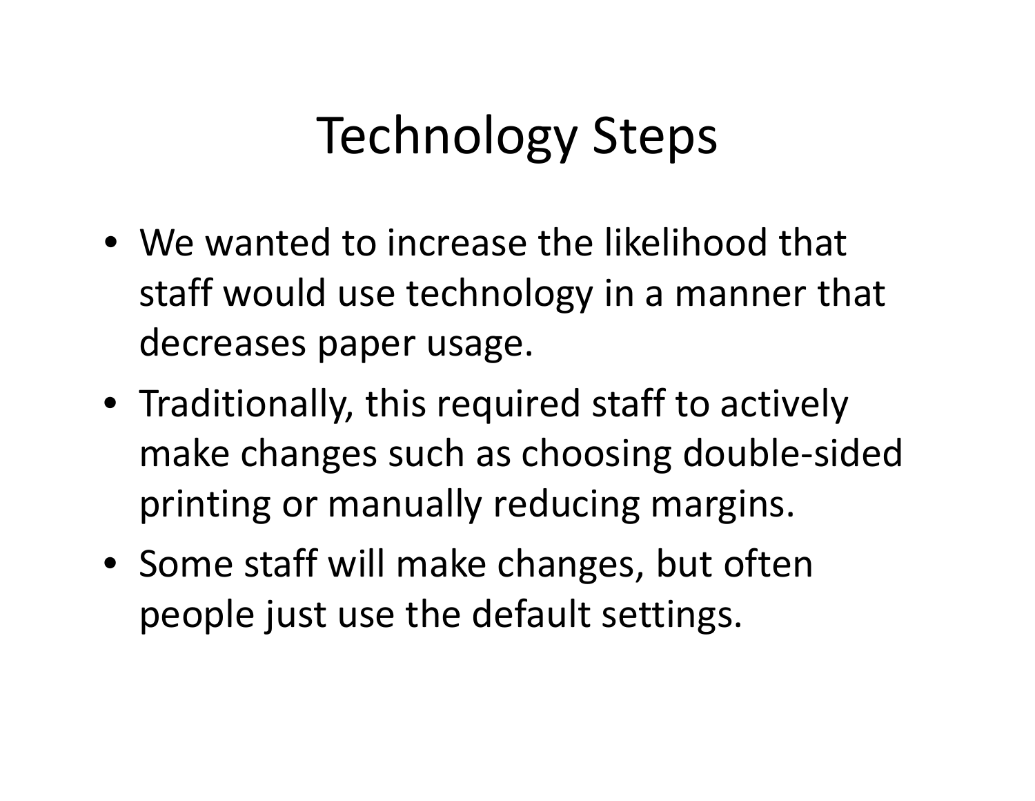# Technology Steps

- We wanted to increase the likelihood that staff would use technology in a manner that decreases paper usage.
- Traditionally, this required staff to actively make changes such as choosing double-sided printing or manually reducing margins.
- Some staff will make changes, but often people just use the default settings.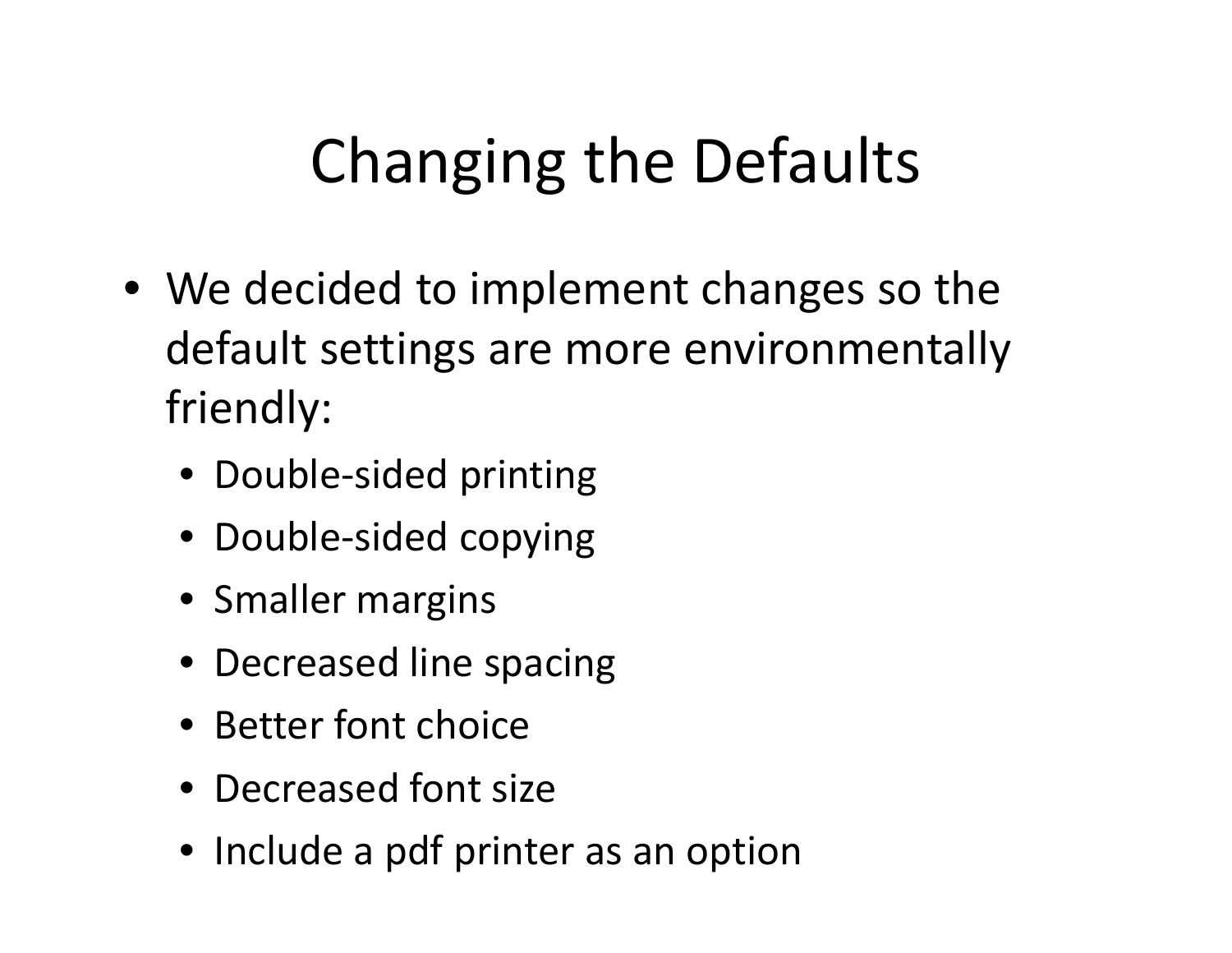# Changing the Defaults

- We decided to implement changes so the default settings are more environmentally friendly:
  - Double-sided printing
  - Double-sided copying
  - Smaller margins
  - Decreased line spacing
  - Better font choice
  - Decreased font size
  - Include a pdf printer as an option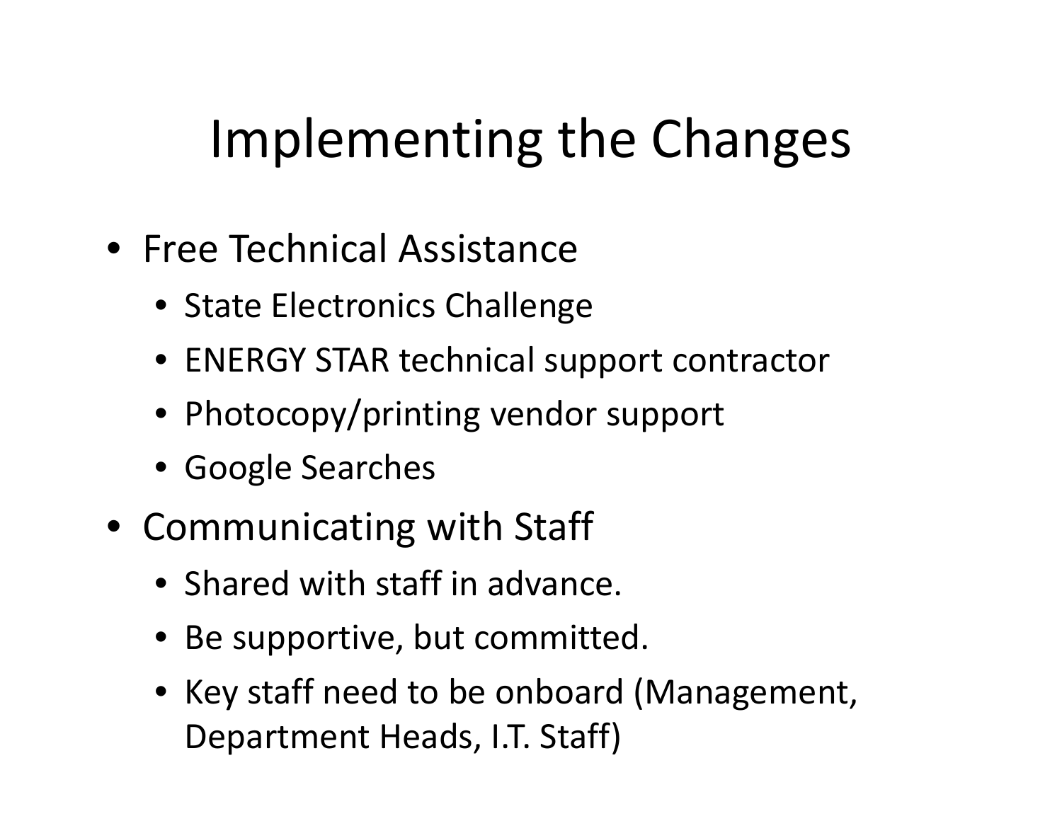# Implementing the Changes

- Free Technical Assistance
  - State Electronics Challenge
  - ENERGY STAR technical support contractor
  - Photocopy/printing vendor support
  - Google Searches
- Communicating with Staff
  - Shared with staff in advance.
  - Be supportive, but committed.
  - Key staff need to be onboard (Management, Department Heads, I.T. Staff)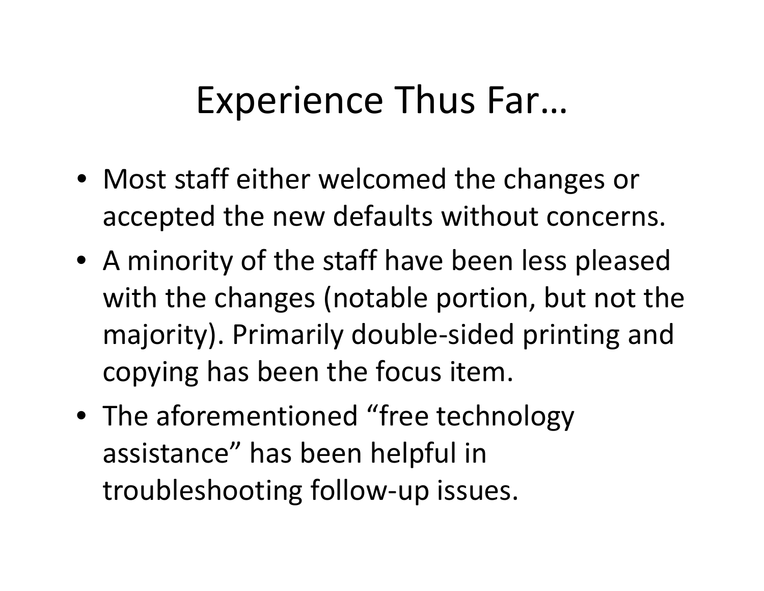# Experience Thus Far…

- Most staff either welcomed the changes or accepted the new defaults without concerns.
- A minority of the staff have been less pleased with the changes (notable portion, but not the majority). Primarily double-sided printing and copying has been the focus item.
- The aforementioned “free technology assistance” has been helpful in troubleshooting follow-up issues.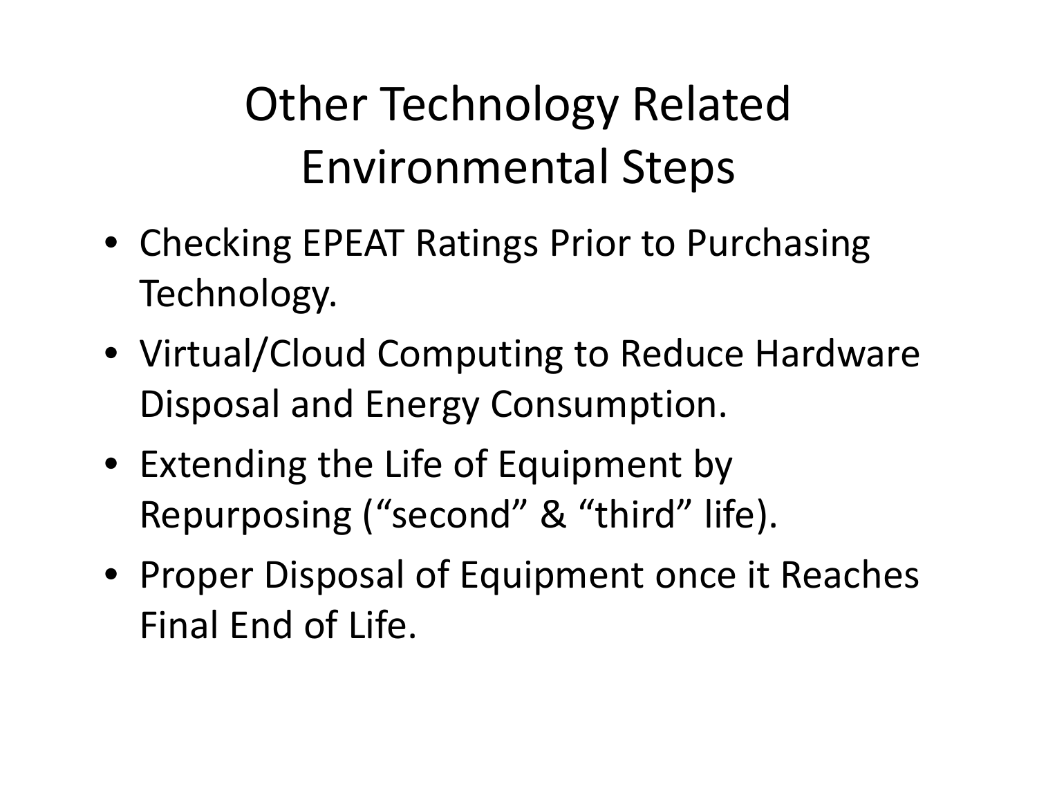# Other Technology Related Environmental Steps

- Checking EPEAT Ratings Prior to Purchasing Technology.
- Virtual/Cloud Computing to Reduce Hardware Disposal and Energy Consumption.
- Extending the Life of Equipment by Repurposing ("second" & "third" life).
- Proper Disposal of Equipment once it Reaches Final End of Life.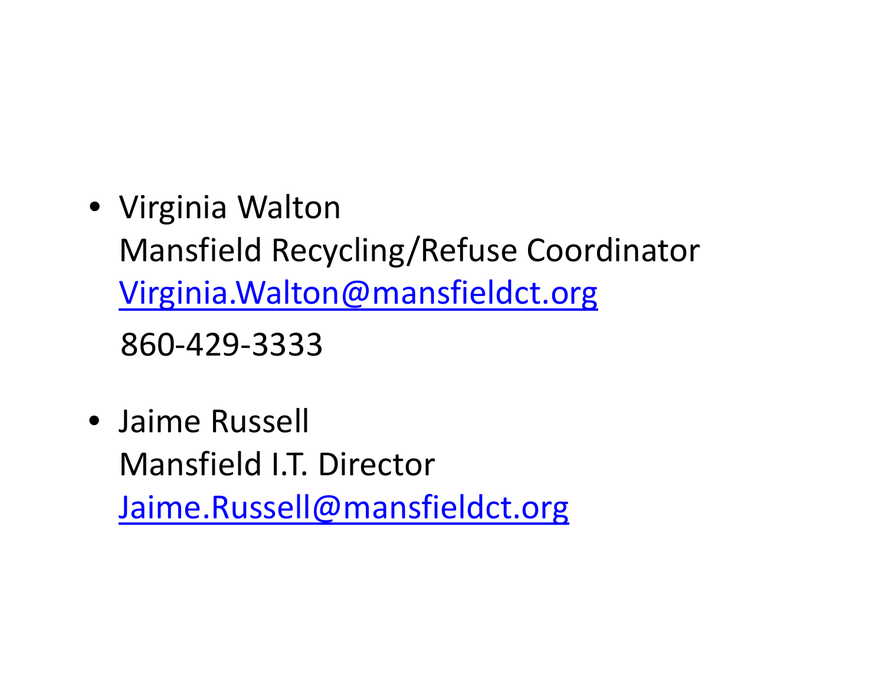- Virginia Walton
  Mansfield Recycling/Refuse Coordinator
  [Virginia.Walton@mansfieldct.org](mailto:Virginia.Walton@mansfieldct.org)
  860-429-3333

- Jaime Russell
  Mansfield I.T. Director
  [Jaime.Russell@mansfieldct.org](mailto:Jaime.Russell@mansfieldct.org)